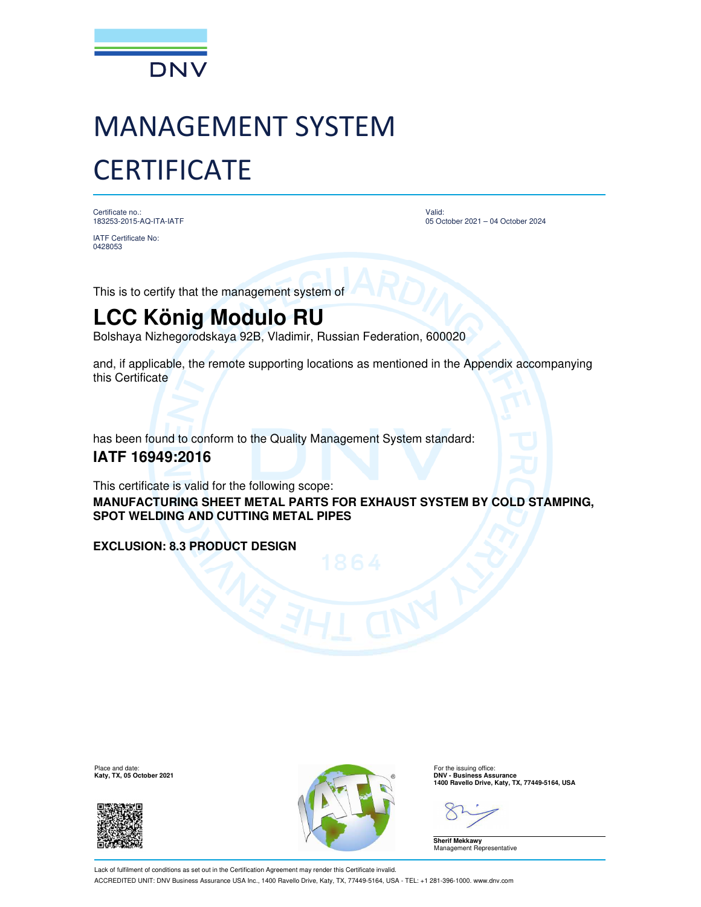DNV

# MANAGEMENT SYSTEM CERTIFICATE

Certificate no.:
183253-2015-AQ-ITA-IATF

IATF Certificate No:
0428053

Valid:
05 October 2021 – 04 October 2024

This is to certify that the management system of

## LCC König Modulo RU

Bolshaya Nizhegorodskaya 92B, Vladimir, Russian Federation, 600020

and, if applicable, the remote supporting locations as mentioned in the Appendix accompanying this Certificate

has been found to conform to the Quality Management System standard:

**IATF 16949:2016**

This certificate is valid for the following scope:

**MANUFACTURING SHEET METAL PARTS FOR EXHAUST SYSTEM BY COLD STAMPING, SPOT WELDING AND CUTTING METAL PIPES**

**EXCLUSION: 8.3 PRODUCT DESIGN**

Place and date:
**Katy, TX, 05 October 2021**

For the issuing office:
**DNV - Business Assurance**
**1400 Ravello Drive, Katy, TX, 77449-5164, USA**

**Sherif Mekkawy**
Management Representative

Lack of fulfilment of conditions as set out in the Certification Agreement may render this Certificate invalid.

ACCREDITED UNIT: DNV Business Assurance USA Inc., 1400 Ravello Drive, Katy, TX, 77449-5164, USA - TEL: +1 281-396-1000. www.dnv.com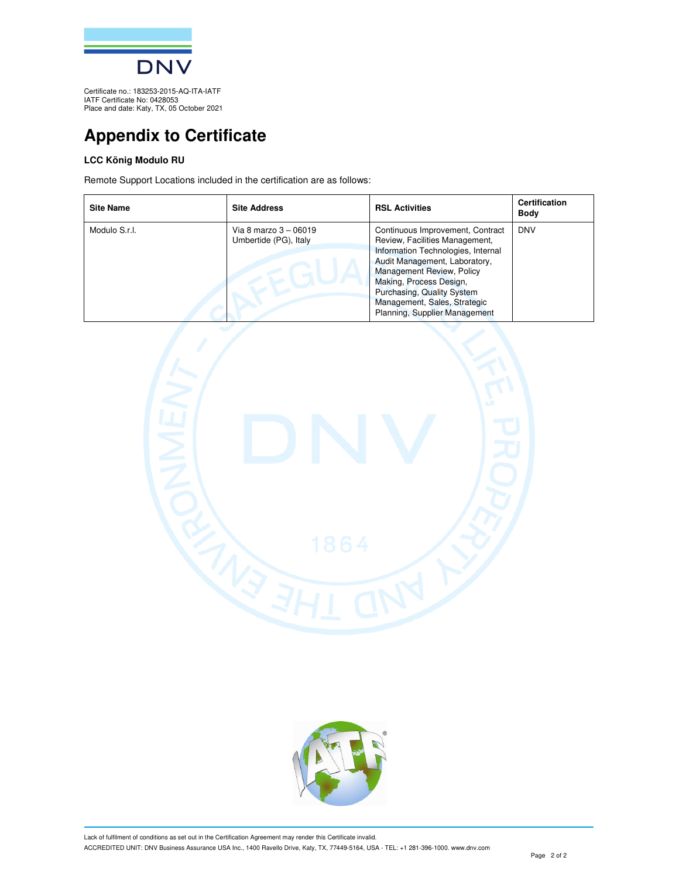Certificate no.: 183253-2015-AQ-ITA-IATF
IATF Certificate No: 0428053
Place and date: Katy, TX, 05 October 2021

# Appendix to Certificate

**LCC König Modulo RU**

Remote Support Locations included in the certification are as follows:

| Site Name | Site Address | RSL Activities | Certification Body |
|---|---|---|---|
| Modulo S.r.l. | Via 8 marzo 3 – 06019 Umbertide (PG), Italy | Continuous Improvement, Contract Review, Facilities Management, Information Technologies, Internal Audit Management, Laboratory, Management Review, Policy Making, Process Design, Purchasing, Quality System Management, Sales, Strategic Planning, Supplier Management | DNV |

Lack of fulfilment of conditions as set out in the Certification Agreement may render this Certificate invalid.

ACCREDITED UNIT: DNV Business Assurance USA Inc., 1400 Ravello Drive, Katy, TX, 77449-5164, USA - TEL: +1 281-396-1000. www.dnv.com